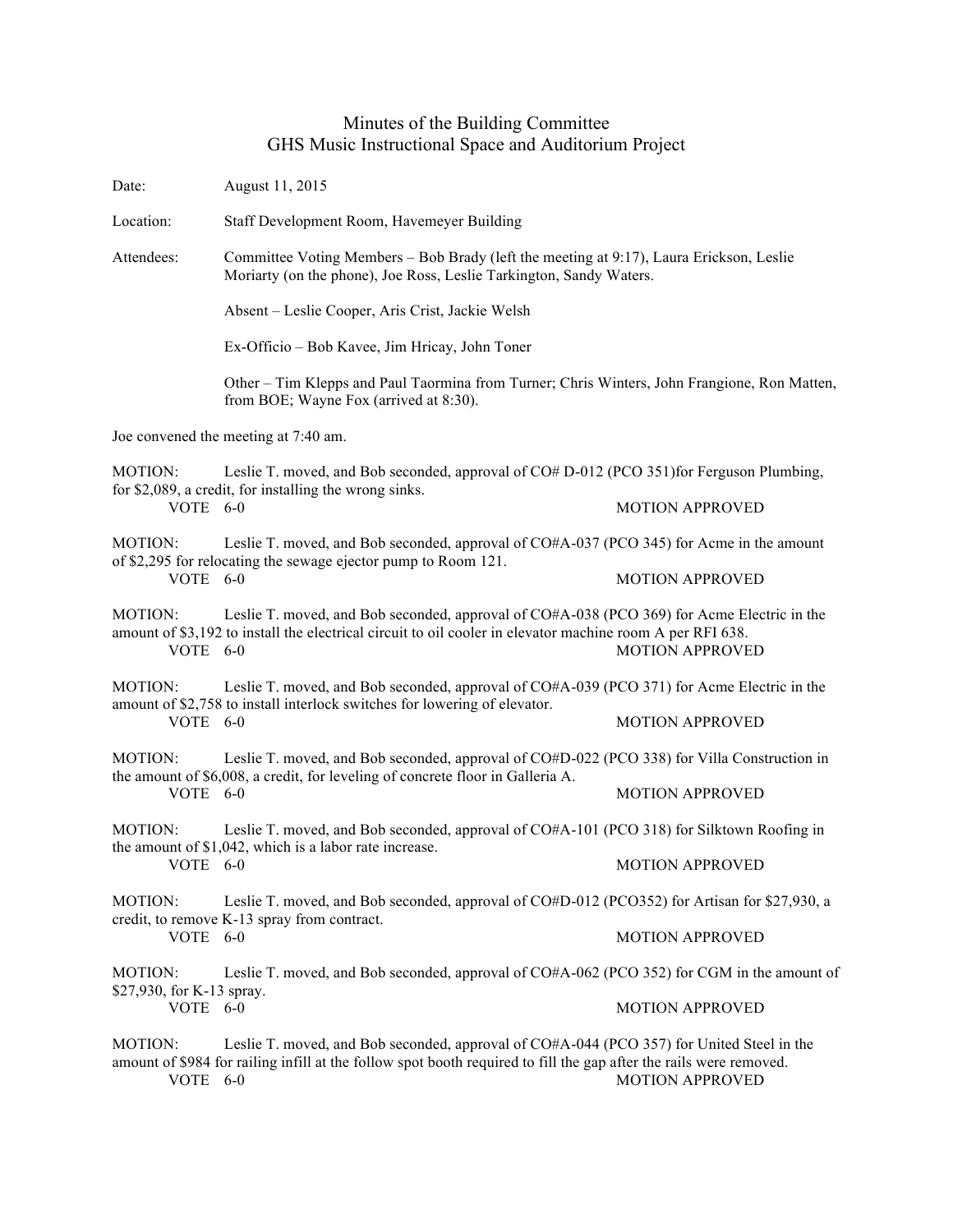# Minutes of the Building Committee
## GHS Music Instructional Space and Auditorium Project

Date: August 11, 2015

Location: Staff Development Room, Havemeyer Building

Attendees: Committee Voting Members – Bob Brady (left the meeting at 9:17), Laura Erickson, Leslie Moriarty (on the phone), Joe Ross, Leslie Tarkington, Sandy Waters.

Absent – Leslie Cooper, Aris Crist, Jackie Welsh

Ex-Officio – Bob Kavee, Jim Hricay, John Toner

Other – Tim Klepps and Paul Taormina from Turner; Chris Winters, John Frangione, Ron Matten, from BOE; Wayne Fox (arrived at 8:30).

Joe convened the meeting at 7:40 am.

MOTION: Leslie T. moved, and Bob seconded, approval of CO# D-012 (PCO 351)for Ferguson Plumbing, for $2,089, a credit, for installing the wrong sinks.

VOTE 6-0 MOTION APPROVED

MOTION: Leslie T. moved, and Bob seconded, approval of CO#A-037 (PCO 345) for Acme in the amount of $2,295 for relocating the sewage ejector pump to Room 121.

VOTE 6-0 MOTION APPROVED

MOTION: Leslie T. moved, and Bob seconded, approval of CO#A-038 (PCO 369) for Acme Electric in the amount of $3,192 to install the electrical circuit to oil cooler in elevator machine room A per RFI 638.

VOTE 6-0 MOTION APPROVED

MOTION: Leslie T. moved, and Bob seconded, approval of CO#A-039 (PCO 371) for Acme Electric in the amount of $2,758 to install interlock switches for lowering of elevator.

VOTE 6-0 MOTION APPROVED

MOTION: Leslie T. moved, and Bob seconded, approval of CO#D-022 (PCO 338) for Villa Construction in the amount of $6,008, a credit, for leveling of concrete floor in Galleria A.

VOTE 6-0 MOTION APPROVED

MOTION: Leslie T. moved, and Bob seconded, approval of CO#A-101 (PCO 318) for Silktown Roofing in the amount of $1,042, which is a labor rate increase.

VOTE 6-0 MOTION APPROVED

MOTION: Leslie T. moved, and Bob seconded, approval of CO#D-012 (PCO352) for Artisan for $27,930, a credit, to remove K-13 spray from contract.

VOTE 6-0 MOTION APPROVED

MOTION: Leslie T. moved, and Bob seconded, approval of CO#A-062 (PCO 352) for CGM in the amount of $27,930, for K-13 spray.

VOTE 6-0 MOTION APPROVED

MOTION: Leslie T. moved, and Bob seconded, approval of CO#A-044 (PCO 357) for United Steel in the amount of $984 for railing infill at the follow spot booth required to fill the gap after the rails were removed.

VOTE 6-0 MOTION APPROVED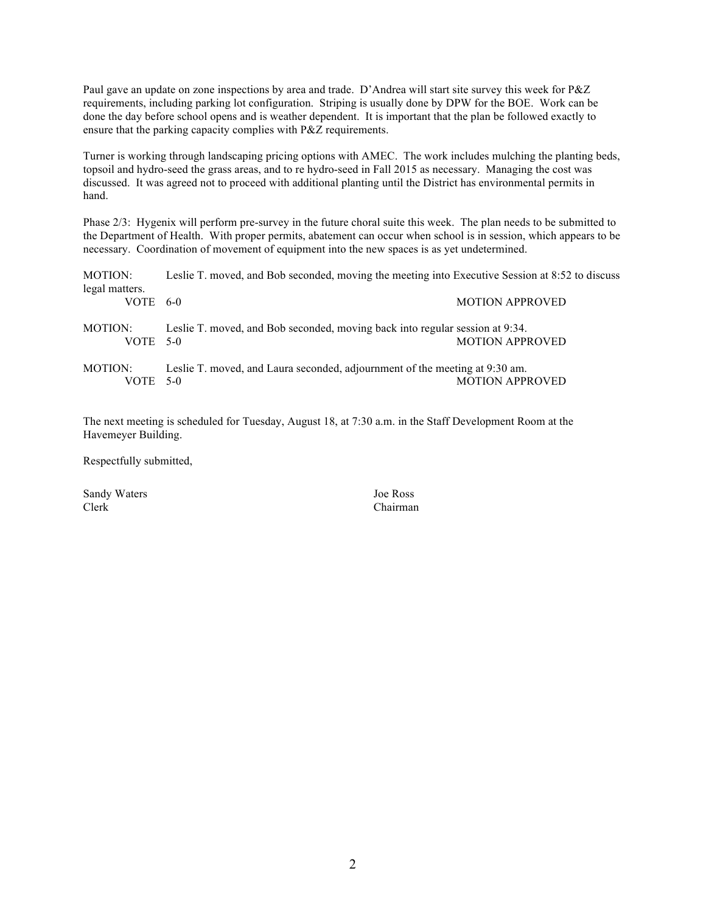Paul gave an update on zone inspections by area and trade. D'Andrea will start site survey this week for P&Z requirements, including parking lot configuration. Striping is usually done by DPW for the BOE. Work can be done the day before school opens and is weather dependent. It is important that the plan be followed exactly to ensure that the parking capacity complies with P&Z requirements.

Turner is working through landscaping pricing options with AMEC. The work includes mulching the planting beds, topsoil and hydro-seed the grass areas, and to re hydro-seed in Fall 2015 as necessary. Managing the cost was discussed. It was agreed not to proceed with additional planting until the District has environmental permits in hand.

Phase 2/3: Hygenix will perform pre-survey in the future choral suite this week. The plan needs to be submitted to the Department of Health. With proper permits, abatement can occur when school is in session, which appears to be necessary. Coordination of movement of equipment into the new spaces is as yet undetermined.

MOTION: Leslie T. moved, and Bob seconded, moving the meeting into Executive Session at 8:52 to discuss legal matters.
VOTE 6-0 MOTION APPROVED

MOTION: Leslie T. moved, and Bob seconded, moving back into regular session at 9:34.
VOTE 5-0 MOTION APPROVED

MOTION: Leslie T. moved, and Laura seconded, adjournment of the meeting at 9:30 am.
VOTE 5-0 MOTION APPROVED

The next meeting is scheduled for Tuesday, August 18, at 7:30 a.m. in the Staff Development Room at the Havemeyer Building.

Respectfully submitted,

Sandy Waters
Clerk

Joe Ross
Chairman